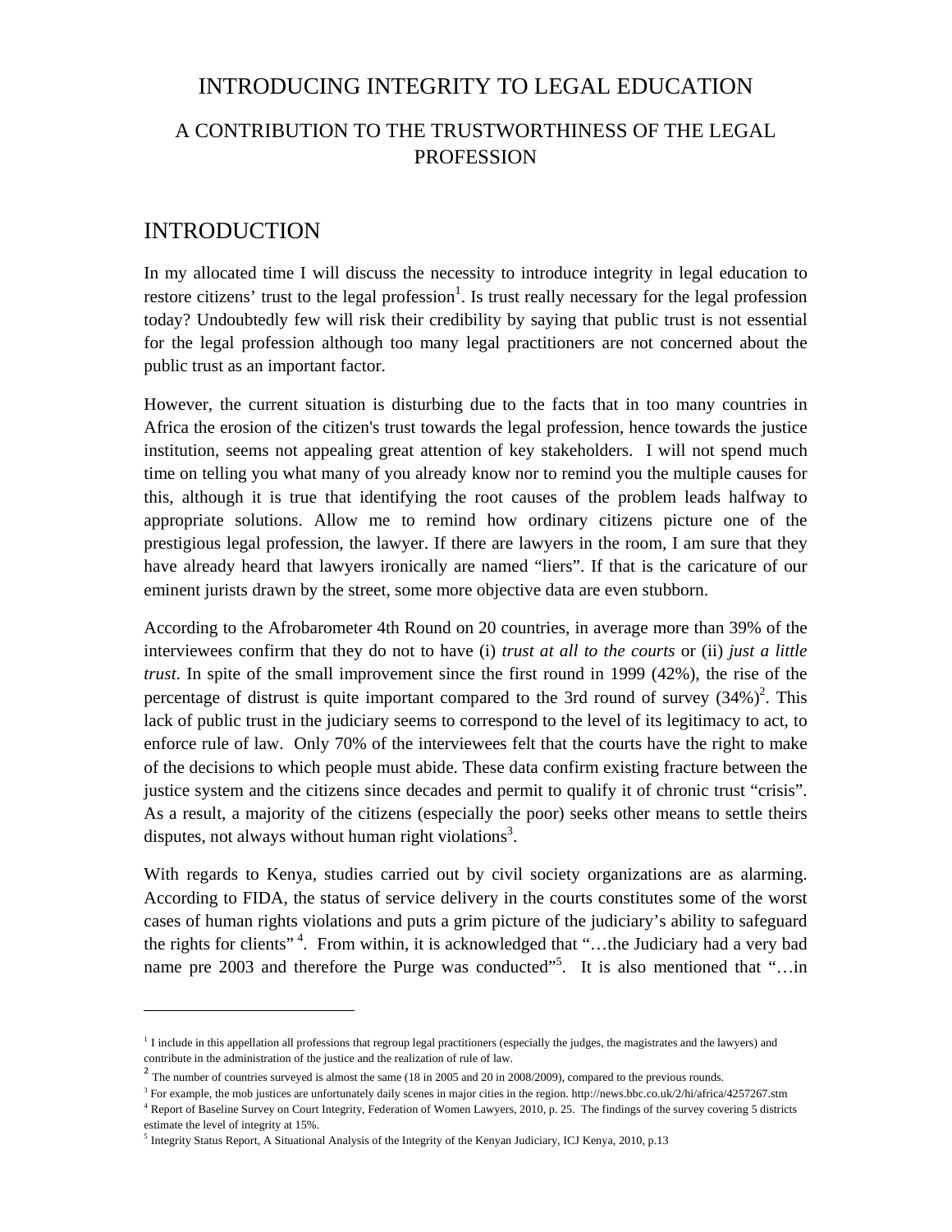# INTRODUCING INTEGRITY TO LEGAL EDUCATION

## A CONTRIBUTION TO THE TRUSTWORTHINESS OF THE LEGAL PROFESSION

## INTRODUCTION

In my allocated time I will discuss the necessity to introduce integrity in legal education to restore citizens' trust to the legal profession[1]. Is trust really necessary for the legal profession today? Undoubtedly few will risk their credibility by saying that public trust is not essential for the legal profession although too many legal practitioners are not concerned about the public trust as an important factor.

However, the current situation is disturbing due to the facts that in too many countries in Africa the erosion of the citizen's trust towards the legal profession, hence towards the justice institution, seems not appealing great attention of key stakeholders. I will not spend much time on telling you what many of you already know nor to remind you the multiple causes for this, although it is true that identifying the root causes of the problem leads halfway to appropriate solutions. Allow me to remind how ordinary citizens picture one of the prestigious legal profession, the lawyer. If there are lawyers in the room, I am sure that they have already heard that lawyers ironically are named "liers". If that is the caricature of our eminent jurists drawn by the street, some more objective data are even stubborn.

According to the Afrobarometer 4th Round on 20 countries, in average more than 39% of the interviewees confirm that they do not to have (i) *trust at all to the courts* or (ii) *just a little trust.* In spite of the small improvement since the first round in 1999 (42%), the rise of the percentage of distrust is quite important compared to the 3rd round of survey (34%)[2]. This lack of public trust in the judiciary seems to correspond to the level of its legitimacy to act, to enforce rule of law. Only 70% of the interviewees felt that the courts have the right to make of the decisions to which people must abide. These data confirm existing fracture between the justice system and the citizens since decades and permit to qualify it of chronic trust "crisis". As a result, a majority of the citizens (especially the poor) seeks other means to settle theirs disputes, not always without human right violations[3].

With regards to Kenya, studies carried out by civil society organizations are as alarming. According to FIDA, the status of service delivery in the courts constitutes some of the worst cases of human rights violations and puts a grim picture of the judiciary's ability to safeguard the rights for clients" [4]. From within, it is acknowledged that "…the Judiciary had a very bad name pre 2003 and therefore the Purge was conducted"[5]. It is also mentioned that "…in

---

[1] I include in this appellation all professions that regroup legal practitioners (especially the judges, the magistrates and the lawyers) and contribute in the administration of the justice and the realization of rule of law.

[2] The number of countries surveyed is almost the same (18 in 2005 and 20 in 2008/2009), compared to the previous rounds.

[3] For example, the mob justices are unfortunately daily scenes in major cities in the region. http://news.bbc.co.uk/2/hi/africa/4257267.stm

[4] Report of Baseline Survey on Court Integrity, Federation of Women Lawyers, 2010, p. 25. The findings of the survey covering 5 districts estimate the level of integrity at 15%.

[5] Integrity Status Report, A Situational Analysis of the Integrity of the Kenyan Judiciary, ICJ Kenya, 2010, p.13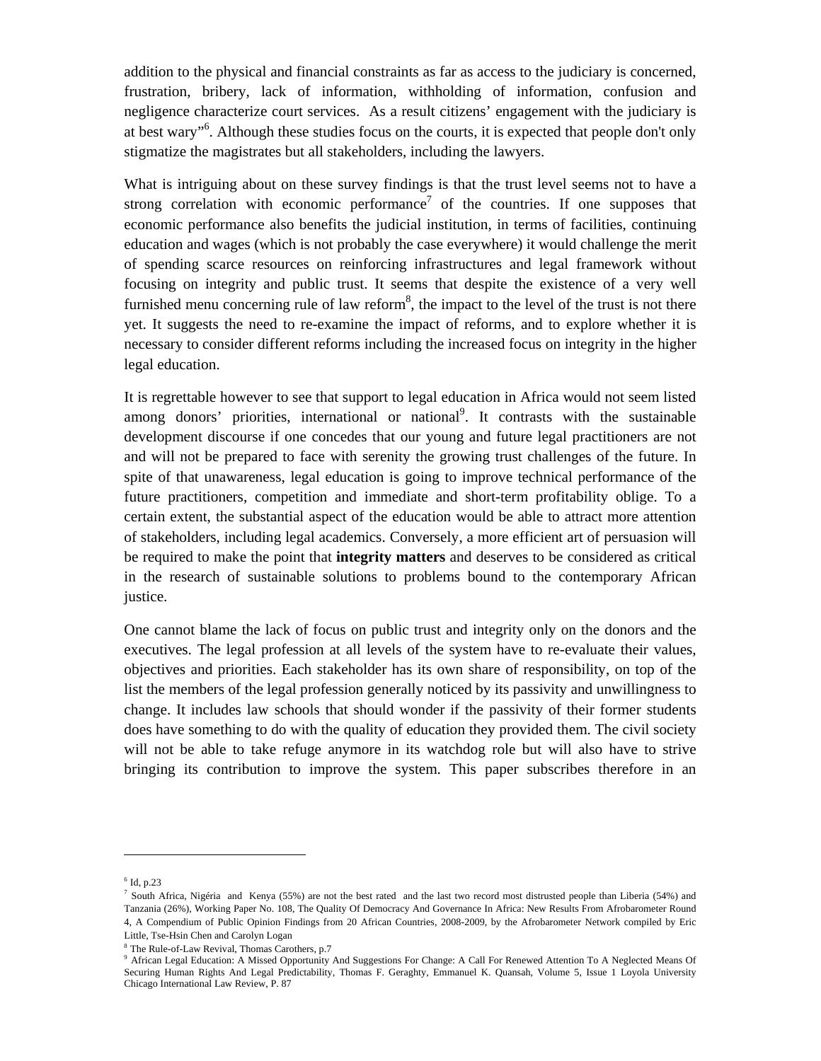addition to the physical and financial constraints as far as access to the judiciary is concerned, frustration, bribery, lack of information, withholding of information, confusion and negligence characterize court services. As a result citizens' engagement with the judiciary is at best wary"[6]. Although these studies focus on the courts, it is expected that people don't only stigmatize the magistrates but all stakeholders, including the lawyers.

What is intriguing about on these survey findings is that the trust level seems not to have a strong correlation with economic performance[7] of the countries. If one supposes that economic performance also benefits the judicial institution, in terms of facilities, continuing education and wages (which is not probably the case everywhere) it would challenge the merit of spending scarce resources on reinforcing infrastructures and legal framework without focusing on integrity and public trust. It seems that despite the existence of a very well furnished menu concerning rule of law reform[8], the impact to the level of the trust is not there yet. It suggests the need to re-examine the impact of reforms, and to explore whether it is necessary to consider different reforms including the increased focus on integrity in the higher legal education.

It is regrettable however to see that support to legal education in Africa would not seem listed among donors' priorities, international or national[9]. It contrasts with the sustainable development discourse if one concedes that our young and future legal practitioners are not and will not be prepared to face with serenity the growing trust challenges of the future. In spite of that unawareness, legal education is going to improve technical performance of the future practitioners, competition and immediate and short-term profitability oblige. To a certain extent, the substantial aspect of the education would be able to attract more attention of stakeholders, including legal academics. Conversely, a more efficient art of persuasion will be required to make the point that **integrity matters** and deserves to be considered as critical in the research of sustainable solutions to problems bound to the contemporary African justice.

One cannot blame the lack of focus on public trust and integrity only on the donors and the executives. The legal profession at all levels of the system have to re-evaluate their values, objectives and priorities. Each stakeholder has its own share of responsibility, on top of the list the members of the legal profession generally noticed by its passivity and unwillingness to change. It includes law schools that should wonder if the passivity of their former students does have something to do with the quality of education they provided them. The civil society will not be able to take refuge anymore in its watchdog role but will also have to strive bringing its contribution to improve the system. This paper subscribes therefore in an

---

[6] Id, p.23

[7] South Africa, Nigéria and Kenya (55%) are not the best rated and the last two record most distrusted people than Liberia (54%) and Tanzania (26%), Working Paper No. 108, The Quality Of Democracy And Governance In Africa: New Results From Afrobarometer Round 4, A Compendium of Public Opinion Findings from 20 African Countries, 2008-2009, by the Afrobarometer Network compiled by Eric Little, Tse-Hsin Chen and Carolyn Logan

[8] The Rule-of-Law Revival, Thomas Carothers, p.7

[9] African Legal Education: A Missed Opportunity And Suggestions For Change: A Call For Renewed Attention To A Neglected Means Of Securing Human Rights And Legal Predictability, Thomas F. Geraghty, Emmanuel K. Quansah, Volume 5, Issue 1 Loyola University Chicago International Law Review, P. 87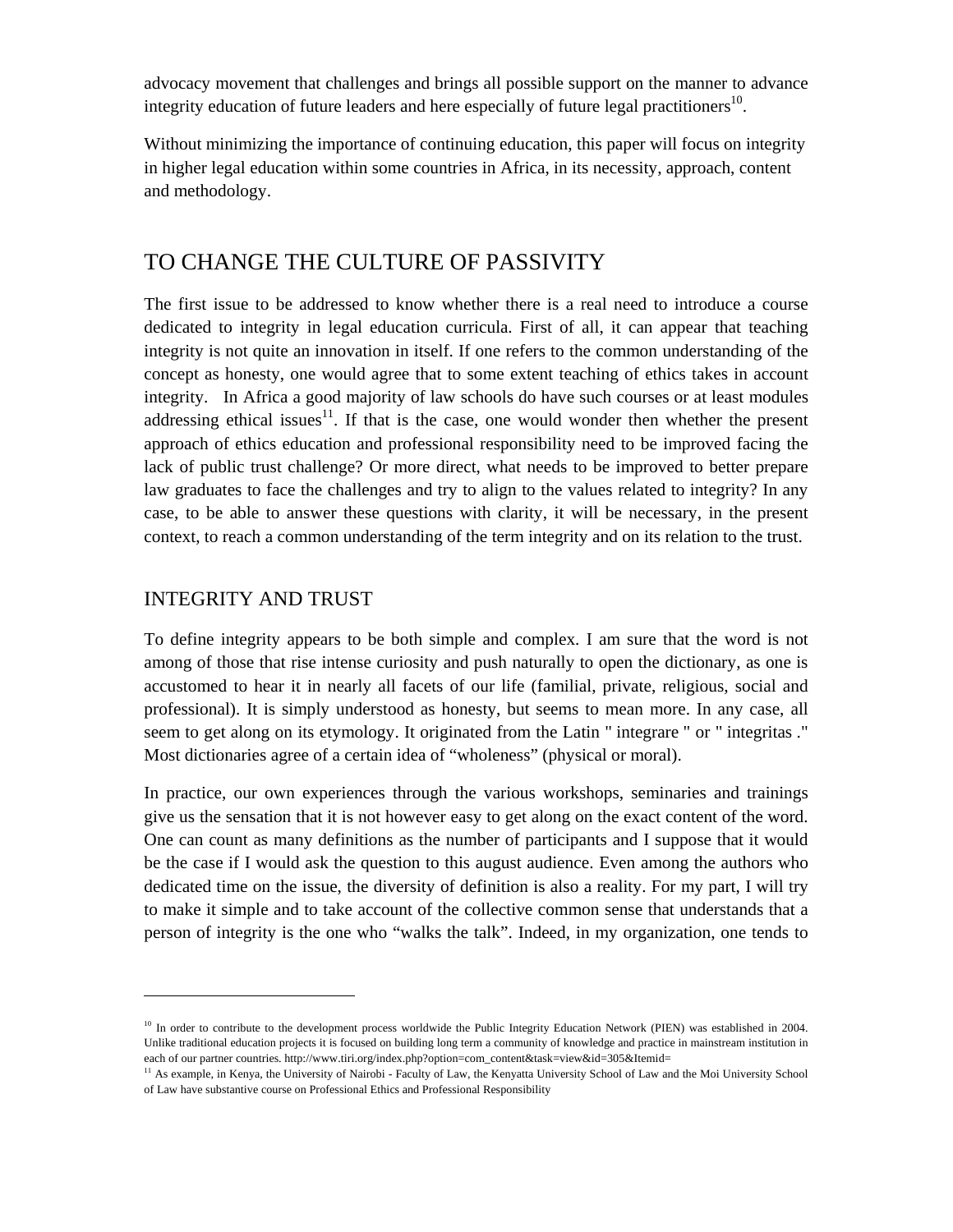advocacy movement that challenges and brings all possible support on the manner to advance integrity education of future leaders and here especially of future legal practitioners[10].

Without minimizing the importance of continuing education, this paper will focus on integrity in higher legal education within some countries in Africa, in its necessity, approach, content and methodology.

## TO CHANGE THE CULTURE OF PASSIVITY

The first issue to be addressed to know whether there is a real need to introduce a course dedicated to integrity in legal education curricula. First of all, it can appear that teaching integrity is not quite an innovation in itself. If one refers to the common understanding of the concept as honesty, one would agree that to some extent teaching of ethics takes in account integrity. In Africa a good majority of law schools do have such courses or at least modules addressing ethical issues[11]. If that is the case, one would wonder then whether the present approach of ethics education and professional responsibility need to be improved facing the lack of public trust challenge? Or more direct, what needs to be improved to better prepare law graduates to face the challenges and try to align to the values related to integrity? In any case, to be able to answer these questions with clarity, it will be necessary, in the present context, to reach a common understanding of the term integrity and on its relation to the trust.

### INTEGRITY AND TRUST

To define integrity appears to be both simple and complex. I am sure that the word is not among of those that rise intense curiosity and push naturally to open the dictionary, as one is accustomed to hear it in nearly all facets of our life (familial, private, religious, social and professional). It is simply understood as honesty, but seems to mean more. In any case, all seem to get along on its etymology. It originated from the Latin " integrare " or " integritas ." Most dictionaries agree of a certain idea of “wholeness” (physical or moral).

In practice, our own experiences through the various workshops, seminaries and trainings give us the sensation that it is not however easy to get along on the exact content of the word. One can count as many definitions as the number of participants and I suppose that it would be the case if I would ask the question to this august audience. Even among the authors who dedicated time on the issue, the diversity of definition is also a reality. For my part, I will try to make it simple and to take account of the collective common sense that understands that a person of integrity is the one who “walks the talk”. Indeed, in my organization, one tends to

---

[10] In order to contribute to the development process worldwide the Public Integrity Education Network (PIEN) was established in 2004. Unlike traditional education projects it is focused on building long term a community of knowledge and practice in mainstream institution in each of our partner countries. http://www.tiri.org/index.php?option=com_content&task=view&id=305&Itemid=

[11] As example, in Kenya, the University of Nairobi - Faculty of Law, the Kenyatta University School of Law and the Moi University School of Law have substantive course on Professional Ethics and Professional Responsibility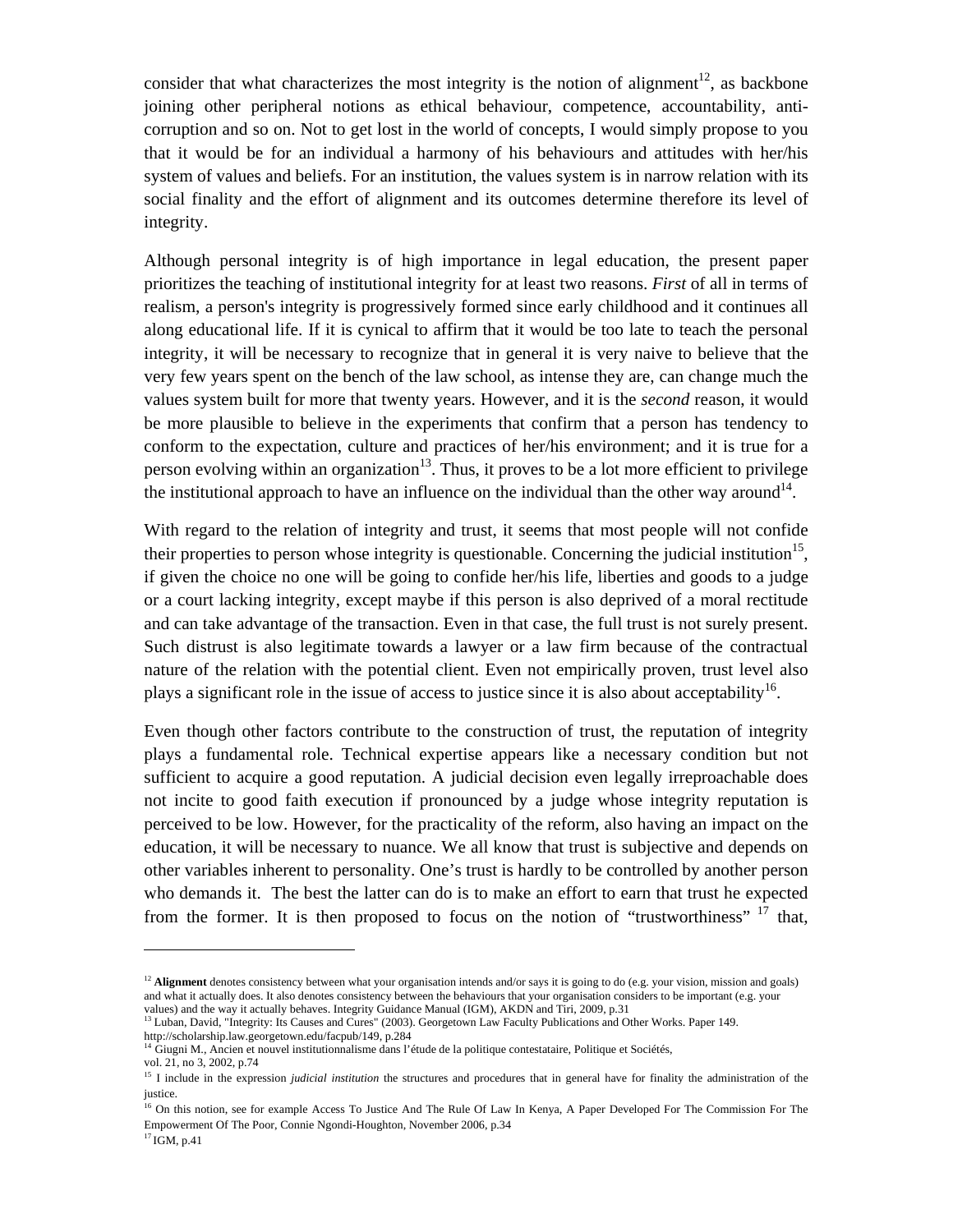consider that what characterizes the most integrity is the notion of alignment[12], as backbone joining other peripheral notions as ethical behaviour, competence, accountability, anti-corruption and so on. Not to get lost in the world of concepts, I would simply propose to you that it would be for an individual a harmony of his behaviours and attitudes with her/his system of values and beliefs. For an institution, the values system is in narrow relation with its social finality and the effort of alignment and its outcomes determine therefore its level of integrity.

Although personal integrity is of high importance in legal education, the present paper prioritizes the teaching of institutional integrity for at least two reasons. *First* of all in terms of realism, a person's integrity is progressively formed since early childhood and it continues all along educational life. If it is cynical to affirm that it would be too late to teach the personal integrity, it will be necessary to recognize that in general it is very naive to believe that the very few years spent on the bench of the law school, as intense they are, can change much the values system built for more that twenty years. However, and it is the *second* reason, it would be more plausible to believe in the experiments that confirm that a person has tendency to conform to the expectation, culture and practices of her/his environment; and it is true for a person evolving within an organization[13]. Thus, it proves to be a lot more efficient to privilege the institutional approach to have an influence on the individual than the other way around[14].

With regard to the relation of integrity and trust, it seems that most people will not confide their properties to person whose integrity is questionable. Concerning the judicial institution[15], if given the choice no one will be going to confide her/his life, liberties and goods to a judge or a court lacking integrity, except maybe if this person is also deprived of a moral rectitude and can take advantage of the transaction. Even in that case, the full trust is not surely present. Such distrust is also legitimate towards a lawyer or a law firm because of the contractual nature of the relation with the potential client. Even not empirically proven, trust level also plays a significant role in the issue of access to justice since it is also about acceptability[16].

Even though other factors contribute to the construction of trust, the reputation of integrity plays a fundamental role. Technical expertise appears like a necessary condition but not sufficient to acquire a good reputation. A judicial decision even legally irreproachable does not incite to good faith execution if pronounced by a judge whose integrity reputation is perceived to be low. However, for the practicality of the reform, also having an impact on the education, it will be necessary to nuance. We all know that trust is subjective and depends on other variables inherent to personality. One's trust is hardly to be controlled by another person who demands it. The best the latter can do is to make an effort to earn that trust he expected from the former. It is then proposed to focus on the notion of "trustworthiness" [17] that,

---

[12] **Alignment** denotes consistency between what your organisation intends and/or says it is going to do (e.g. your vision, mission and goals) and what it actually does. It also denotes consistency between the behaviours that your organisation considers to be important (e.g. your values) and the way it actually behaves. Integrity Guidance Manual (IGM), AKDN and Tiri, 2009, p.31

[13] Luban, David, "Integrity: Its Causes and Cures" (2003). Georgetown Law Faculty Publications and Other Works. Paper 149. http://scholarship.law.georgetown.edu/facpub/149, p.284

[14] Giugni M., Ancien et nouvel institutionnalisme dans l'étude de la politique contestataire, Politique et Sociétés, vol. 21, no 3, 2002, p.74

[15] I include in the expression *judicial institution* the structures and procedures that in general have for finality the administration of the justice.

[16] On this notion, see for example Access To Justice And The Rule Of Law In Kenya, A Paper Developed For The Commission For The Empowerment Of The Poor, Connie Ngondi-Houghton, November 2006, p.34

[17] IGM, p.41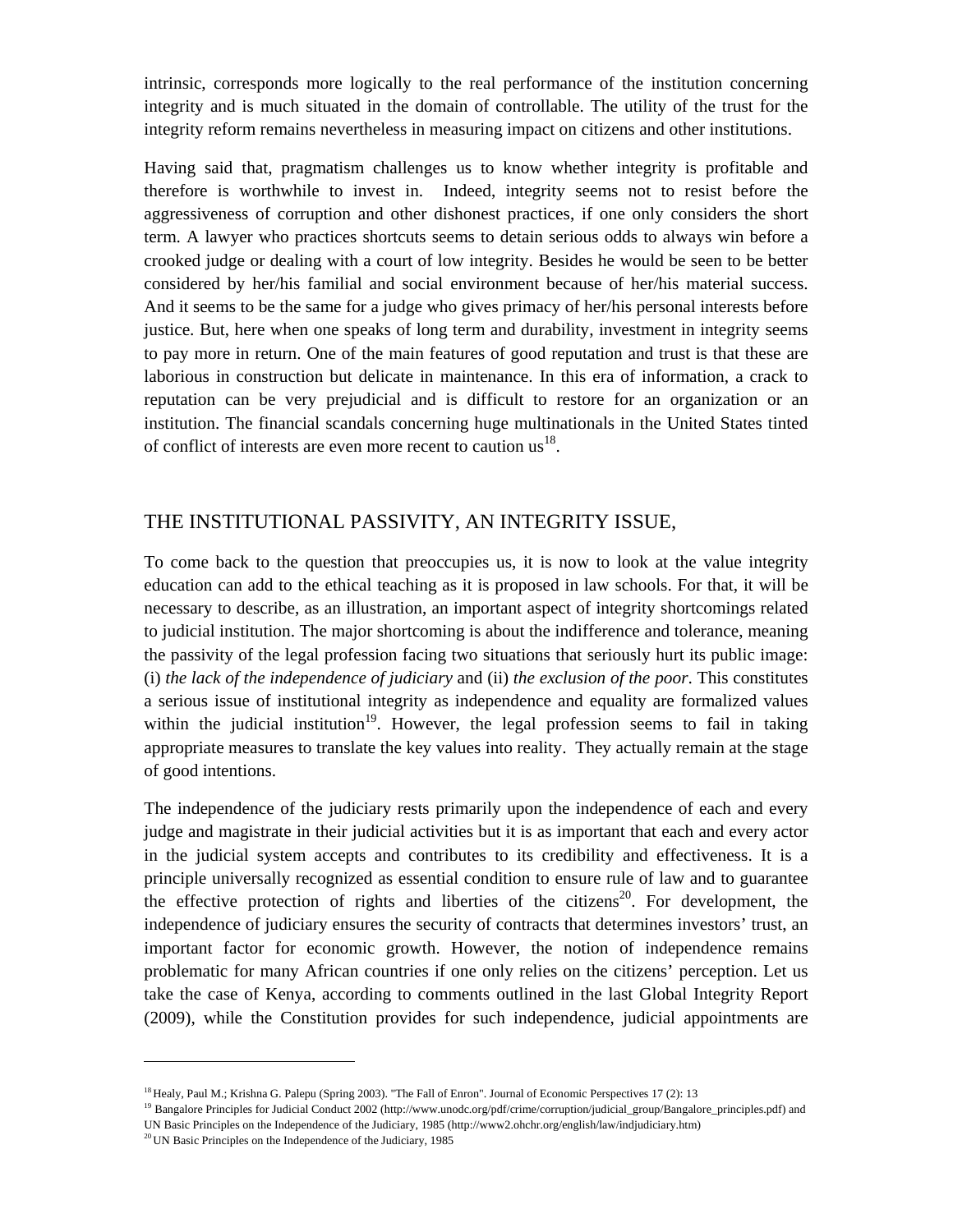intrinsic, corresponds more logically to the real performance of the institution concerning integrity and is much situated in the domain of controllable. The utility of the trust for the integrity reform remains nevertheless in measuring impact on citizens and other institutions.

Having said that, pragmatism challenges us to know whether integrity is profitable and therefore is worthwhile to invest in. Indeed, integrity seems not to resist before the aggressiveness of corruption and other dishonest practices, if one only considers the short term. A lawyer who practices shortcuts seems to detain serious odds to always win before a crooked judge or dealing with a court of low integrity. Besides he would be seen to be better considered by her/his familial and social environment because of her/his material success. And it seems to be the same for a judge who gives primacy of her/his personal interests before justice. But, here when one speaks of long term and durability, investment in integrity seems to pay more in return. One of the main features of good reputation and trust is that these are laborious in construction but delicate in maintenance. In this era of information, a crack to reputation can be very prejudicial and is difficult to restore for an organization or an institution. The financial scandals concerning huge multinationals in the United States tinted of conflict of interests are even more recent to caution us[18].

## THE INSTITUTIONAL PASSIVITY, AN INTEGRITY ISSUE,

To come back to the question that preoccupies us, it is now to look at the value integrity education can add to the ethical teaching as it is proposed in law schools. For that, it will be necessary to describe, as an illustration, an important aspect of integrity shortcomings related to judicial institution. The major shortcoming is about the indifference and tolerance, meaning the passivity of the legal profession facing two situations that seriously hurt its public image: (i) *the lack of the independence of judiciary* and (ii) *the exclusion of the poor*. This constitutes a serious issue of institutional integrity as independence and equality are formalized values within the judicial institution[19]. However, the legal profession seems to fail in taking appropriate measures to translate the key values into reality. They actually remain at the stage of good intentions.

The independence of the judiciary rests primarily upon the independence of each and every judge and magistrate in their judicial activities but it is as important that each and every actor in the judicial system accepts and contributes to its credibility and effectiveness. It is a principle universally recognized as essential condition to ensure rule of law and to guarantee the effective protection of rights and liberties of the citizens[20]. For development, the independence of judiciary ensures the security of contracts that determines investors' trust, an important factor for economic growth. However, the notion of independence remains problematic for many African countries if one only relies on the citizens' perception. Let us take the case of Kenya, according to comments outlined in the last Global Integrity Report (2009), while the Constitution provides for such independence, judicial appointments are

---

[18] Healy, Paul M.; Krishna G. Palepu (Spring 2003). "The Fall of Enron". Journal of Economic Perspectives 17 (2): 13

[19] Bangalore Principles for Judicial Conduct 2002 (http://www.unodc.org/pdf/crime/corruption/judicial_group/Bangalore_principles.pdf) and UN Basic Principles on the Independence of the Judiciary, 1985 (http://www2.ohchr.org/english/law/indjudiciary.htm)

[20] UN Basic Principles on the Independence of the Judiciary, 1985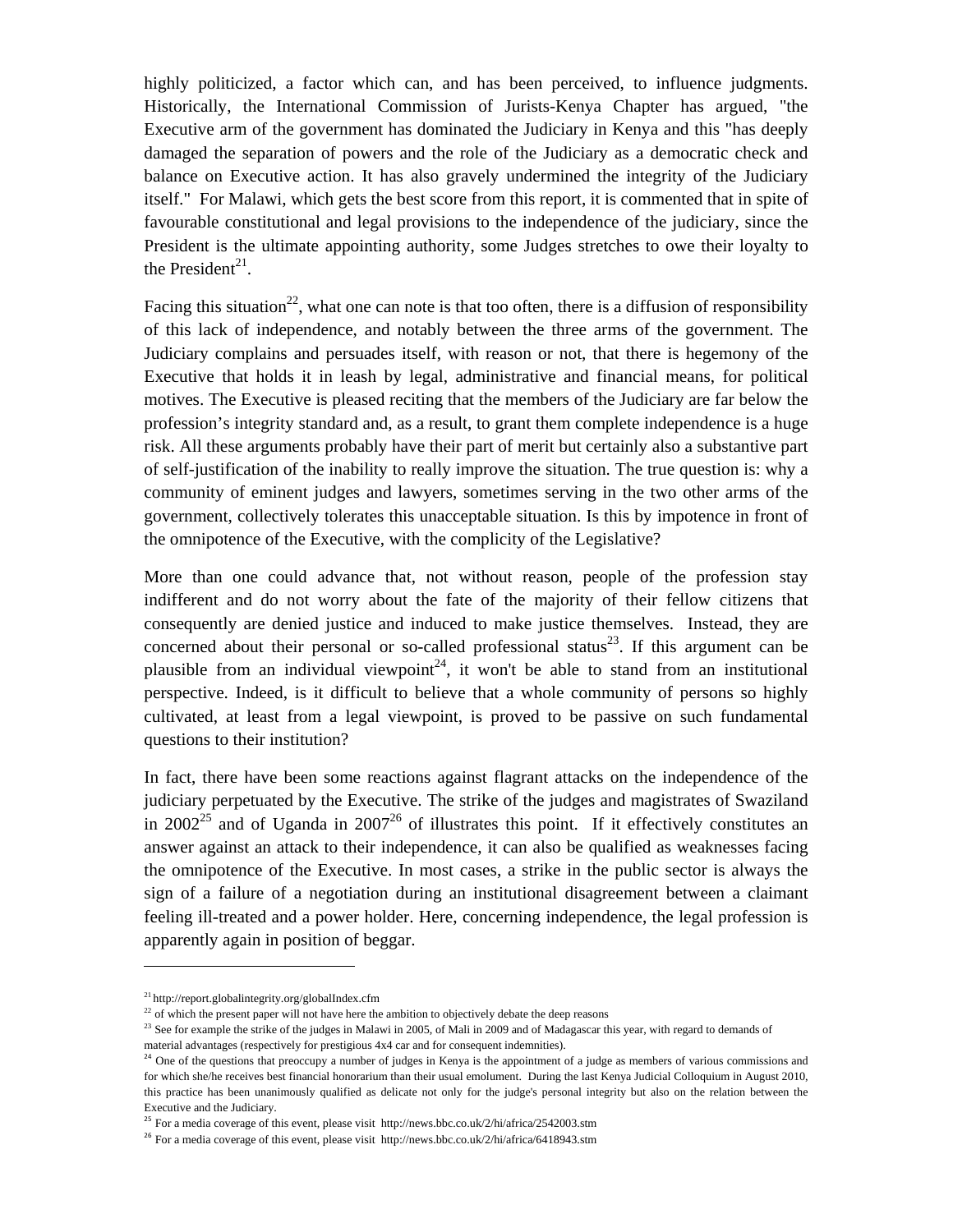highly politicized, a factor which can, and has been perceived, to influence judgments. Historically, the International Commission of Jurists-Kenya Chapter has argued, "the Executive arm of the government has dominated the Judiciary in Kenya and this "has deeply damaged the separation of powers and the role of the Judiciary as a democratic check and balance on Executive action. It has also gravely undermined the integrity of the Judiciary itself." For Malawi, which gets the best score from this report, it is commented that in spite of favourable constitutional and legal provisions to the independence of the judiciary, since the President is the ultimate appointing authority, some Judges stretches to owe their loyalty to the President[21].

Facing this situation[22], what one can note is that too often, there is a diffusion of responsibility of this lack of independence, and notably between the three arms of the government. The Judiciary complains and persuades itself, with reason or not, that there is hegemony of the Executive that holds it in leash by legal, administrative and financial means, for political motives. The Executive is pleased reciting that the members of the Judiciary are far below the profession's integrity standard and, as a result, to grant them complete independence is a huge risk. All these arguments probably have their part of merit but certainly also a substantive part of self-justification of the inability to really improve the situation. The true question is: why a community of eminent judges and lawyers, sometimes serving in the two other arms of the government, collectively tolerates this unacceptable situation. Is this by impotence in front of the omnipotence of the Executive, with the complicity of the Legislative?

More than one could advance that, not without reason, people of the profession stay indifferent and do not worry about the fate of the majority of their fellow citizens that consequently are denied justice and induced to make justice themselves. Instead, they are concerned about their personal or so-called professional status[23]. If this argument can be plausible from an individual viewpoint[24], it won't be able to stand from an institutional perspective. Indeed, is it difficult to believe that a whole community of persons so highly cultivated, at least from a legal viewpoint, is proved to be passive on such fundamental questions to their institution?

In fact, there have been some reactions against flagrant attacks on the independence of the judiciary perpetuated by the Executive. The strike of the judges and magistrates of Swaziland in 2002[25] and of Uganda in 2007[26] of illustrates this point. If it effectively constitutes an answer against an attack to their independence, it can also be qualified as weaknesses facing the omnipotence of the Executive. In most cases, a strike in the public sector is always the sign of a failure of a negotiation during an institutional disagreement between a claimant feeling ill-treated and a power holder. Here, concerning independence, the legal profession is apparently again in position of beggar.

---

[21] http://report.globalintegrity.org/globalIndex.cfm

[22] of which the present paper will not have here the ambition to objectively debate the deep reasons

[23] See for example the strike of the judges in Malawi in 2005, of Mali in 2009 and of Madagascar this year, with regard to demands of material advantages (respectively for prestigious 4x4 car and for consequent indemnities).

[24] One of the questions that preoccupy a number of judges in Kenya is the appointment of a judge as members of various commissions and for which she/he receives best financial honorarium than their usual emolument. During the last Kenya Judicial Colloquium in August 2010, this practice has been unanimously qualified as delicate not only for the judge's personal integrity but also on the relation between the Executive and the Judiciary.

[25] For a media coverage of this event, please visit http://news.bbc.co.uk/2/hi/africa/2542003.stm

[26] For a media coverage of this event, please visit http://news.bbc.co.uk/2/hi/africa/6418943.stm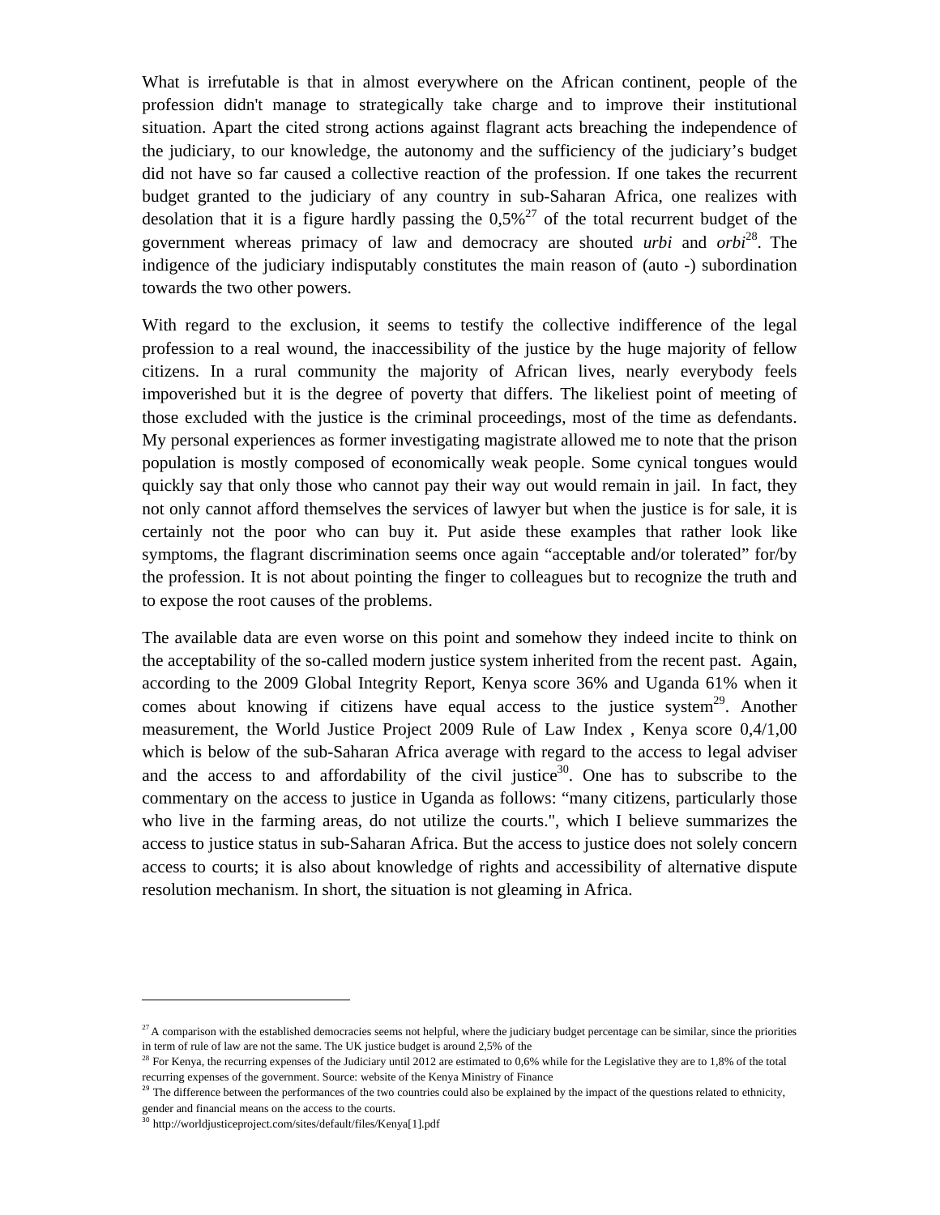What is irrefutable is that in almost everywhere on the African continent, people of the profession didn't manage to strategically take charge and to improve their institutional situation. Apart the cited strong actions against flagrant acts breaching the independence of the judiciary, to our knowledge, the autonomy and the sufficiency of the judiciary's budget did not have so far caused a collective reaction of the profession. If one takes the recurrent budget granted to the judiciary of any country in sub-Saharan Africa, one realizes with desolation that it is a figure hardly passing the 0,5%[27] of the total recurrent budget of the government whereas primacy of law and democracy are shouted *urbi* and *orbi*[28]. The indigence of the judiciary indisputably constitutes the main reason of (auto -) subordination towards the two other powers.

With regard to the exclusion, it seems to testify the collective indifference of the legal profession to a real wound, the inaccessibility of the justice by the huge majority of fellow citizens. In a rural community the majority of African lives, nearly everybody feels impoverished but it is the degree of poverty that differs. The likeliest point of meeting of those excluded with the justice is the criminal proceedings, most of the time as defendants. My personal experiences as former investigating magistrate allowed me to note that the prison population is mostly composed of economically weak people. Some cynical tongues would quickly say that only those who cannot pay their way out would remain in jail. In fact, they not only cannot afford themselves the services of lawyer but when the justice is for sale, it is certainly not the poor who can buy it. Put aside these examples that rather look like symptoms, the flagrant discrimination seems once again "acceptable and/or tolerated" for/by the profession. It is not about pointing the finger to colleagues but to recognize the truth and to expose the root causes of the problems.

The available data are even worse on this point and somehow they indeed incite to think on the acceptability of the so-called modern justice system inherited from the recent past. Again, according to the 2009 Global Integrity Report, Kenya score 36% and Uganda 61% when it comes about knowing if citizens have equal access to the justice system[29]. Another measurement, the World Justice Project 2009 Rule of Law Index , Kenya score 0,4/1,00 which is below of the sub-Saharan Africa average with regard to the access to legal adviser and the access to and affordability of the civil justice[30]. One has to subscribe to the commentary on the access to justice in Uganda as follows: "many citizens, particularly those who live in the farming areas, do not utilize the courts.", which I believe summarizes the access to justice status in sub-Saharan Africa. But the access to justice does not solely concern access to courts; it is also about knowledge of rights and accessibility of alternative dispute resolution mechanism. In short, the situation is not gleaming in Africa.

---

[27] A comparison with the established democracies seems not helpful, where the judiciary budget percentage can be similar, since the priorities in term of rule of law are not the same. The UK justice budget is around 2,5% of the

[28] For Kenya, the recurring expenses of the Judiciary until 2012 are estimated to 0,6% while for the Legislative they are to 1,8% of the total recurring expenses of the government. Source: website of the Kenya Ministry of Finance

[29] The difference between the performances of the two countries could also be explained by the impact of the questions related to ethnicity, gender and financial means on the access to the courts.

[30] http://worldjusticeproject.com/sites/default/files/Kenya[1].pdf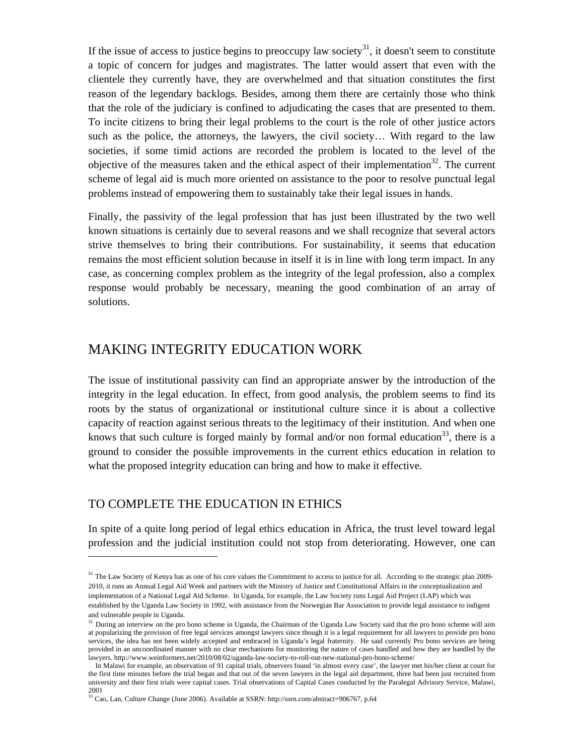If the issue of access to justice begins to preoccupy law society[31], it doesn't seem to constitute a topic of concern for judges and magistrates. The latter would assert that even with the clientele they currently have, they are overwhelmed and that situation constitutes the first reason of the legendary backlogs. Besides, among them there are certainly those who think that the role of the judiciary is confined to adjudicating the cases that are presented to them. To incite citizens to bring their legal problems to the court is the role of other justice actors such as the police, the attorneys, the lawyers, the civil society… With regard to the law societies, if some timid actions are recorded the problem is located to the level of the objective of the measures taken and the ethical aspect of their implementation[32]. The current scheme of legal aid is much more oriented on assistance to the poor to resolve punctual legal problems instead of empowering them to sustainably take their legal issues in hands.

Finally, the passivity of the legal profession that has just been illustrated by the two well known situations is certainly due to several reasons and we shall recognize that several actors strive themselves to bring their contributions. For sustainability, it seems that education remains the most efficient solution because in itself it is in line with long term impact. In any case, as concerning complex problem as the integrity of the legal profession, also a complex response would probably be necessary, meaning the good combination of an array of solutions.

## MAKING INTEGRITY EDUCATION WORK

The issue of institutional passivity can find an appropriate answer by the introduction of the integrity in the legal education. In effect, from good analysis, the problem seems to find its roots by the status of organizational or institutional culture since it is about a collective capacity of reaction against serious threats to the legitimacy of their institution. And when one knows that such culture is forged mainly by formal and/or non formal education[33], there is a ground to consider the possible improvements in the current ethics education in relation to what the proposed integrity education can bring and how to make it effective.

### TO COMPLETE THE EDUCATION IN ETHICS

In spite of a quite long period of legal ethics education in Africa, the trust level toward legal profession and the judicial institution could not stop from deteriorating. However, one can

---

[31] The Law Society of Kenya has as one of his core values the Commitment to access to justice for all. According to the strategic plan 2009-2010, it runs an Annual Legal Aid Week and partners with the Ministry of Justice and Constitutional Affairs in the conceptualization and implementation of a National Legal Aid Scheme. In Uganda, for example, the Law Society runs Legal Aid Project (LAP) which was established by the Uganda Law Society in 1992, with assistance from the Norwegian Bar Association to provide legal assistance to indigent and vulnerable people in Uganda.

[32] During an interview on the pro bono scheme in Uganda, the Chairman of the Uganda Law Society said that the pro bono scheme will aim at popularizing the provision of free legal services amongst lawyers since though it is a legal requirement for all lawyers to provide pro bono services, the idea has not been widely accepted and embraced in Uganda's legal fraternity. He said currently Pro bono services are being provided in an uncoordinated manner with no clear mechanisms for monitoring the nature of cases handled and how they are handled by the lawyers. http://www.weinformers.net/2010/08/02/uganda-law-society-to-roll-out-new-national-pro-bono-scheme/

In Malawi for example, an observation of 91 capital trials, observers found 'in almost every case', the lawyer met his/her client at court for the first time minutes before the trial began and that out of the seven lawyers in the legal aid department, three had been just recruited from university and their first trials were capital cases. Trial observations of Capital Cases conducted by the Paralegal Advisory Service, Malawi, 2001

[33] Cao, Lan, Culture Change (June 2006). Available at SSRN: http://ssrn.com/abstract=906767, p.64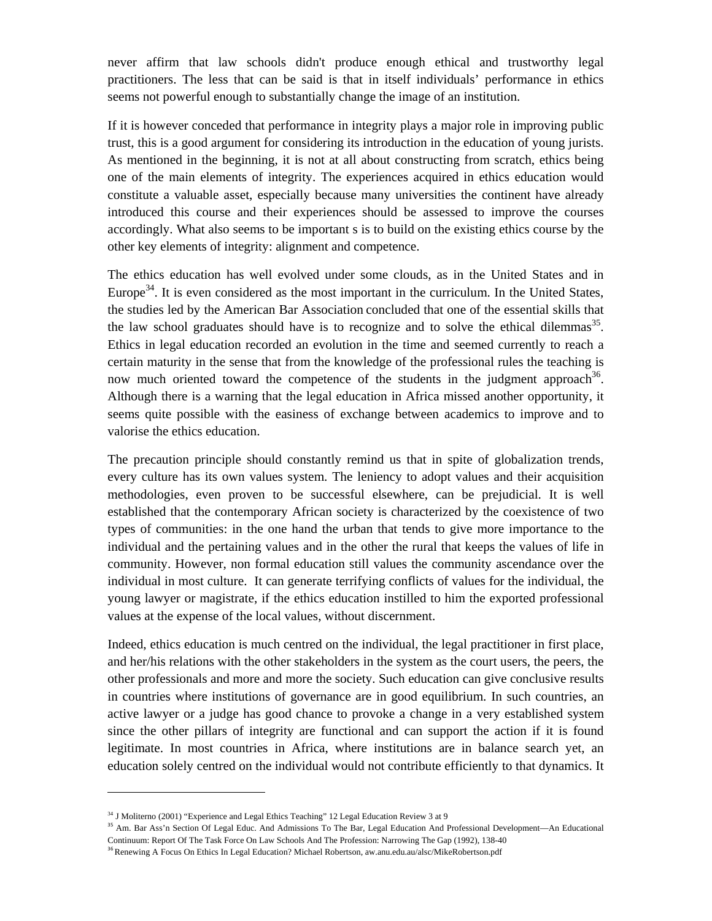never affirm that law schools didn't produce enough ethical and trustworthy legal practitioners. The less that can be said is that in itself individuals' performance in ethics seems not powerful enough to substantially change the image of an institution.

If it is however conceded that performance in integrity plays a major role in improving public trust, this is a good argument for considering its introduction in the education of young jurists. As mentioned in the beginning, it is not at all about constructing from scratch, ethics being one of the main elements of integrity. The experiences acquired in ethics education would constitute a valuable asset, especially because many universities the continent have already introduced this course and their experiences should be assessed to improve the courses accordingly. What also seems to be important s is to build on the existing ethics course by the other key elements of integrity: alignment and competence.

The ethics education has well evolved under some clouds, as in the United States and in Europe[34]. It is even considered as the most important in the curriculum. In the United States, the studies led by the American Bar Association concluded that one of the essential skills that the law school graduates should have is to recognize and to solve the ethical dilemmas[35]. Ethics in legal education recorded an evolution in the time and seemed currently to reach a certain maturity in the sense that from the knowledge of the professional rules the teaching is now much oriented toward the competence of the students in the judgment approach[36]. Although there is a warning that the legal education in Africa missed another opportunity, it seems quite possible with the easiness of exchange between academics to improve and to valorise the ethics education.

The precaution principle should constantly remind us that in spite of globalization trends, every culture has its own values system. The leniency to adopt values and their acquisition methodologies, even proven to be successful elsewhere, can be prejudicial. It is well established that the contemporary African society is characterized by the coexistence of two types of communities: in the one hand the urban that tends to give more importance to the individual and the pertaining values and in the other the rural that keeps the values of life in community. However, non formal education still values the community ascendance over the individual in most culture. It can generate terrifying conflicts of values for the individual, the young lawyer or magistrate, if the ethics education instilled to him the exported professional values at the expense of the local values, without discernment.

Indeed, ethics education is much centred on the individual, the legal practitioner in first place, and her/his relations with the other stakeholders in the system as the court users, the peers, the other professionals and more and more the society. Such education can give conclusive results in countries where institutions of governance are in good equilibrium. In such countries, an active lawyer or a judge has good chance to provoke a change in a very established system since the other pillars of integrity are functional and can support the action if it is found legitimate. In most countries in Africa, where institutions are in balance search yet, an education solely centred on the individual would not contribute efficiently to that dynamics. It

---

[34] J Moliterno (2001) "Experience and Legal Ethics Teaching" 12 Legal Education Review 3 at 9

[35] Am. Bar Ass'n Section Of Legal Educ. And Admissions To The Bar, Legal Education And Professional Development—An Educational Continuum: Report Of The Task Force On Law Schools And The Profession: Narrowing The Gap (1992), 138-40

[36] Renewing A Focus On Ethics In Legal Education? Michael Robertson, aw.anu.edu.au/alsc/MikeRobertson.pdf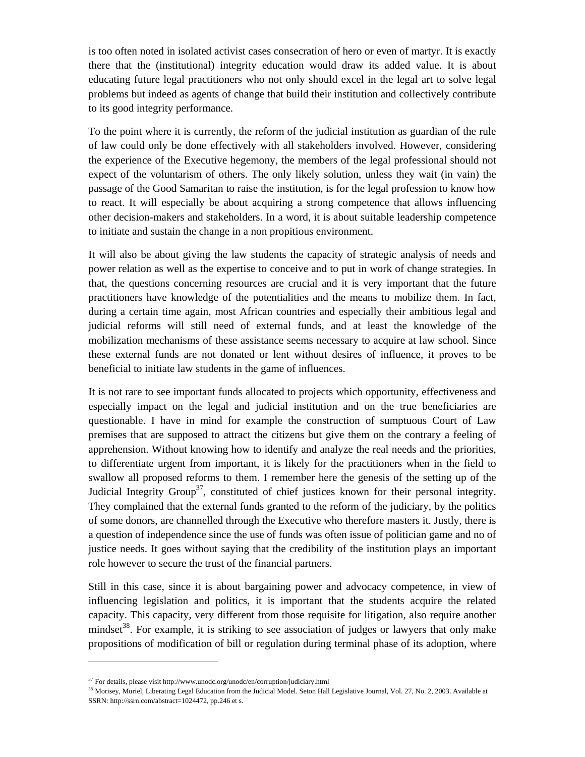is too often noted in isolated activist cases consecration of hero or even of martyr. It is exactly there that the (institutional) integrity education would draw its added value. It is about educating future legal practitioners who not only should excel in the legal art to solve legal problems but indeed as agents of change that build their institution and collectively contribute to its good integrity performance.

To the point where it is currently, the reform of the judicial institution as guardian of the rule of law could only be done effectively with all stakeholders involved. However, considering the experience of the Executive hegemony, the members of the legal professional should not expect of the voluntarism of others. The only likely solution, unless they wait (in vain) the passage of the Good Samaritan to raise the institution, is for the legal profession to know how to react. It will especially be about acquiring a strong competence that allows influencing other decision-makers and stakeholders. In a word, it is about suitable leadership competence to initiate and sustain the change in a non propitious environment.

It will also be about giving the law students the capacity of strategic analysis of needs and power relation as well as the expertise to conceive and to put in work of change strategies. In that, the questions concerning resources are crucial and it is very important that the future practitioners have knowledge of the potentialities and the means to mobilize them. In fact, during a certain time again, most African countries and especially their ambitious legal and judicial reforms will still need of external funds, and at least the knowledge of the mobilization mechanisms of these assistance seems necessary to acquire at law school. Since these external funds are not donated or lent without desires of influence, it proves to be beneficial to initiate law students in the game of influences.

It is not rare to see important funds allocated to projects which opportunity, effectiveness and especially impact on the legal and judicial institution and on the true beneficiaries are questionable. I have in mind for example the construction of sumptuous Court of Law premises that are supposed to attract the citizens but give them on the contrary a feeling of apprehension. Without knowing how to identify and analyze the real needs and the priorities, to differentiate urgent from important, it is likely for the practitioners when in the field to swallow all proposed reforms to them. I remember here the genesis of the setting up of the Judicial Integrity Group[37], constituted of chief justices known for their personal integrity. They complained that the external funds granted to the reform of the judiciary, by the politics of some donors, are channelled through the Executive who therefore masters it. Justly, there is a question of independence since the use of funds was often issue of politician game and no of justice needs. It goes without saying that the credibility of the institution plays an important role however to secure the trust of the financial partners.

Still in this case, since it is about bargaining power and advocacy competence, in view of influencing legislation and politics, it is important that the students acquire the related capacity. This capacity, very different from those requisite for litigation, also require another mindset[38]. For example, it is striking to see association of judges or lawyers that only make propositions of modification of bill or regulation during terminal phase of its adoption, where

---

[37] For details, please visit http://www.unodc.org/unodc/en/corruption/judiciary.html

[38] Morisey, Muriel, Liberating Legal Education from the Judicial Model. Seton Hall Legislative Journal, Vol. 27, No. 2, 2003. Available at SSRN: http://ssrn.com/abstract=1024472, pp.246 et s.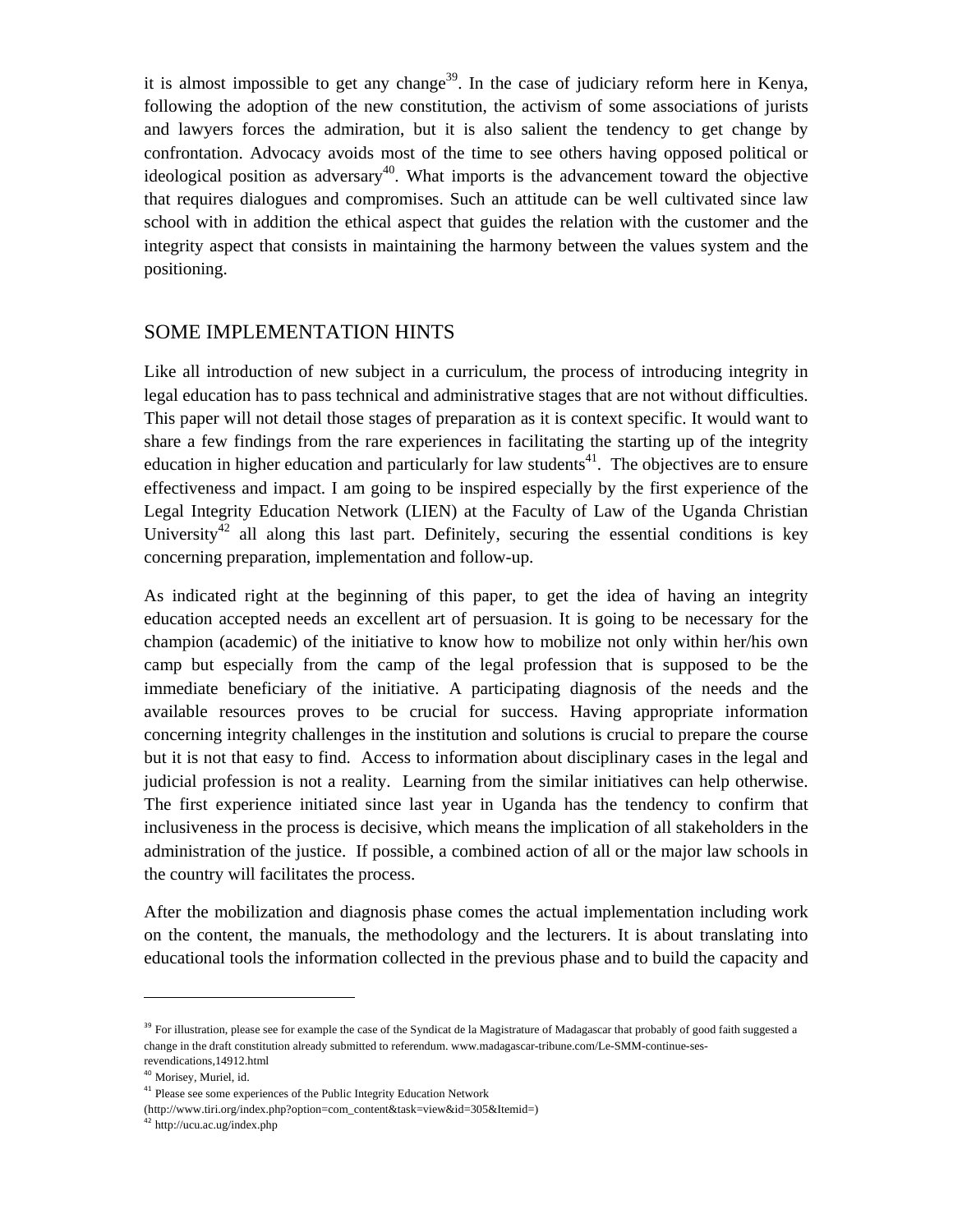it is almost impossible to get any change[39]. In the case of judiciary reform here in Kenya, following the adoption of the new constitution, the activism of some associations of jurists and lawyers forces the admiration, but it is also salient the tendency to get change by confrontation. Advocacy avoids most of the time to see others having opposed political or ideological position as adversary[40]. What imports is the advancement toward the objective that requires dialogues and compromises. Such an attitude can be well cultivated since law school with in addition the ethical aspect that guides the relation with the customer and the integrity aspect that consists in maintaining the harmony between the values system and the positioning.

## SOME IMPLEMENTATION HINTS

Like all introduction of new subject in a curriculum, the process of introducing integrity in legal education has to pass technical and administrative stages that are not without difficulties. This paper will not detail those stages of preparation as it is context specific. It would want to share a few findings from the rare experiences in facilitating the starting up of the integrity education in higher education and particularly for law students[41]. The objectives are to ensure effectiveness and impact. I am going to be inspired especially by the first experience of the Legal Integrity Education Network (LIEN) at the Faculty of Law of the Uganda Christian University[42] all along this last part. Definitely, securing the essential conditions is key concerning preparation, implementation and follow-up.

As indicated right at the beginning of this paper, to get the idea of having an integrity education accepted needs an excellent art of persuasion. It is going to be necessary for the champion (academic) of the initiative to know how to mobilize not only within her/his own camp but especially from the camp of the legal profession that is supposed to be the immediate beneficiary of the initiative. A participating diagnosis of the needs and the available resources proves to be crucial for success. Having appropriate information concerning integrity challenges in the institution and solutions is crucial to prepare the course but it is not that easy to find. Access to information about disciplinary cases in the legal and judicial profession is not a reality. Learning from the similar initiatives can help otherwise. The first experience initiated since last year in Uganda has the tendency to confirm that inclusiveness in the process is decisive, which means the implication of all stakeholders in the administration of the justice. If possible, a combined action of all or the major law schools in the country will facilitates the process.

After the mobilization and diagnosis phase comes the actual implementation including work on the content, the manuals, the methodology and the lecturers. It is about translating into educational tools the information collected in the previous phase and to build the capacity and

---

[39] For illustration, please see for example the case of the Syndicat de la Magistrature of Madagascar that probably of good faith suggested a change in the draft constitution already submitted to referendum. www.madagascar-tribune.com/Le-SMM-continue-ses-revendications,14912.html

[40] Morisey, Muriel, id.

[41] Please see some experiences of the Public Integrity Education Network (http://www.tiri.org/index.php?option=com_content&task=view&id=305&Itemid=)

[42] http://ucu.ac.ug/index.php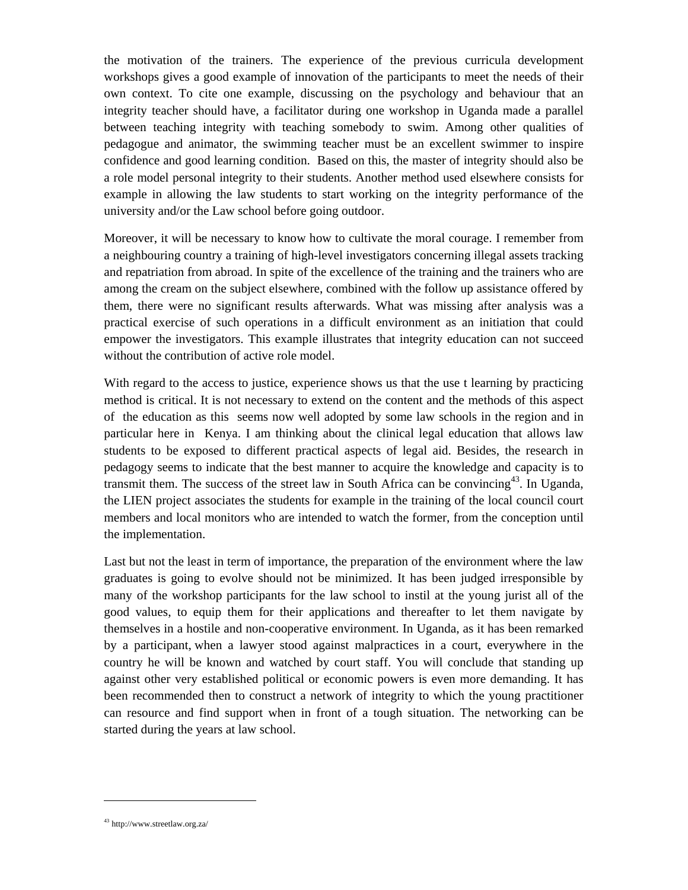the motivation of the trainers. The experience of the previous curricula development workshops gives a good example of innovation of the participants to meet the needs of their own context. To cite one example, discussing on the psychology and behaviour that an integrity teacher should have, a facilitator during one workshop in Uganda made a parallel between teaching integrity with teaching somebody to swim. Among other qualities of pedagogue and animator, the swimming teacher must be an excellent swimmer to inspire confidence and good learning condition. Based on this, the master of integrity should also be a role model personal integrity to their students. Another method used elsewhere consists for example in allowing the law students to start working on the integrity performance of the university and/or the Law school before going outdoor.

Moreover, it will be necessary to know how to cultivate the moral courage. I remember from a neighbouring country a training of high-level investigators concerning illegal assets tracking and repatriation from abroad. In spite of the excellence of the training and the trainers who are among the cream on the subject elsewhere, combined with the follow up assistance offered by them, there were no significant results afterwards. What was missing after analysis was a practical exercise of such operations in a difficult environment as an initiation that could empower the investigators. This example illustrates that integrity education can not succeed without the contribution of active role model.

With regard to the access to justice, experience shows us that the use t learning by practicing method is critical. It is not necessary to extend on the content and the methods of this aspect of the education as this seems now well adopted by some law schools in the region and in particular here in Kenya. I am thinking about the clinical legal education that allows law students to be exposed to different practical aspects of legal aid. Besides, the research in pedagogy seems to indicate that the best manner to acquire the knowledge and capacity is to transmit them. The success of the street law in South Africa can be convincing[43]. In Uganda, the LIEN project associates the students for example in the training of the local council court members and local monitors who are intended to watch the former, from the conception until the implementation.

Last but not the least in term of importance, the preparation of the environment where the law graduates is going to evolve should not be minimized. It has been judged irresponsible by many of the workshop participants for the law school to instil at the young jurist all of the good values, to equip them for their applications and thereafter to let them navigate by themselves in a hostile and non-cooperative environment. In Uganda, as it has been remarked by a participant, when a lawyer stood against malpractices in a court, everywhere in the country he will be known and watched by court staff. You will conclude that standing up against other very established political or economic powers is even more demanding. It has been recommended then to construct a network of integrity to which the young practitioner can resource and find support when in front of a tough situation. The networking can be started during the years at law school.

[43] http://www.streetlaw.org.za/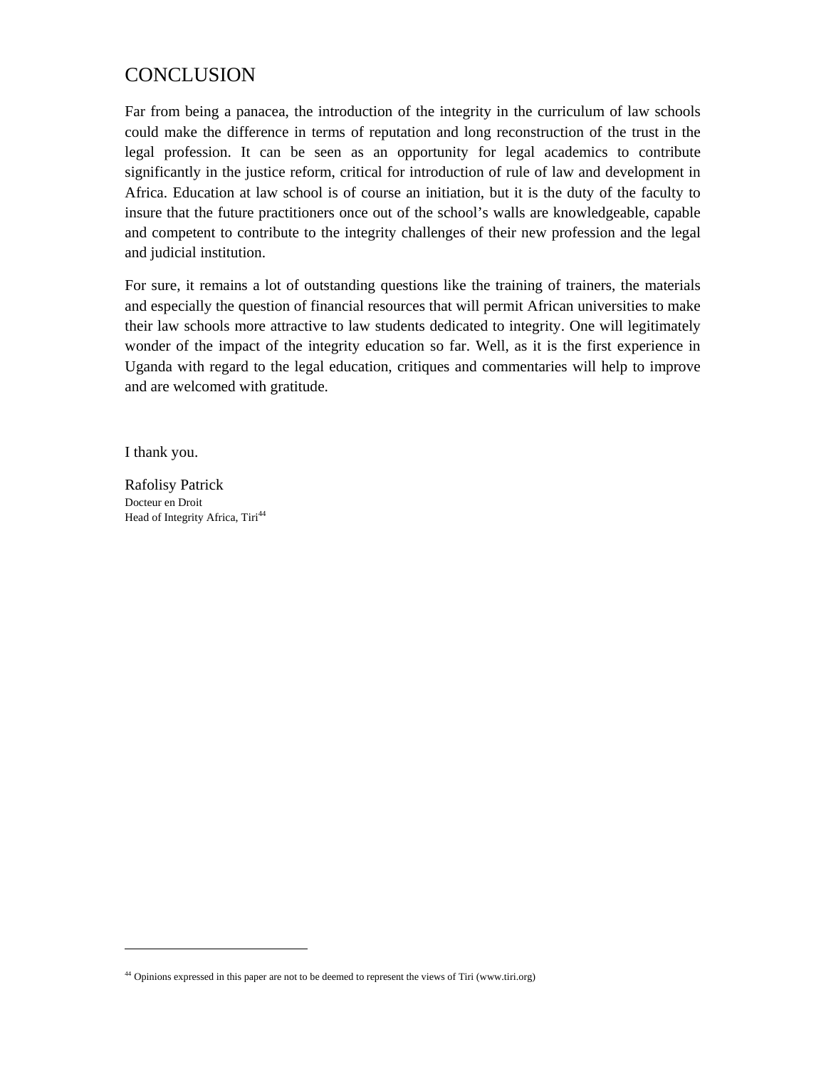## CONCLUSION

Far from being a panacea, the introduction of the integrity in the curriculum of law schools could make the difference in terms of reputation and long reconstruction of the trust in the legal profession. It can be seen as an opportunity for legal academics to contribute significantly in the justice reform, critical for introduction of rule of law and development in Africa. Education at law school is of course an initiation, but it is the duty of the faculty to insure that the future practitioners once out of the school's walls are knowledgeable, capable and competent to contribute to the integrity challenges of their new profession and the legal and judicial institution.

For sure, it remains a lot of outstanding questions like the training of trainers, the materials and especially the question of financial resources that will permit African universities to make their law schools more attractive to law students dedicated to integrity. One will legitimately wonder of the impact of the integrity education so far. Well, as it is the first experience in Uganda with regard to the legal education, critiques and commentaries will help to improve and are welcomed with gratitude.

I thank you.

Rafolisy Patrick
Docteur en Droit
Head of Integrity Africa, Tiri[44]

---

[44] Opinions expressed in this paper are not to be deemed to represent the views of Tiri (www.tiri.org)